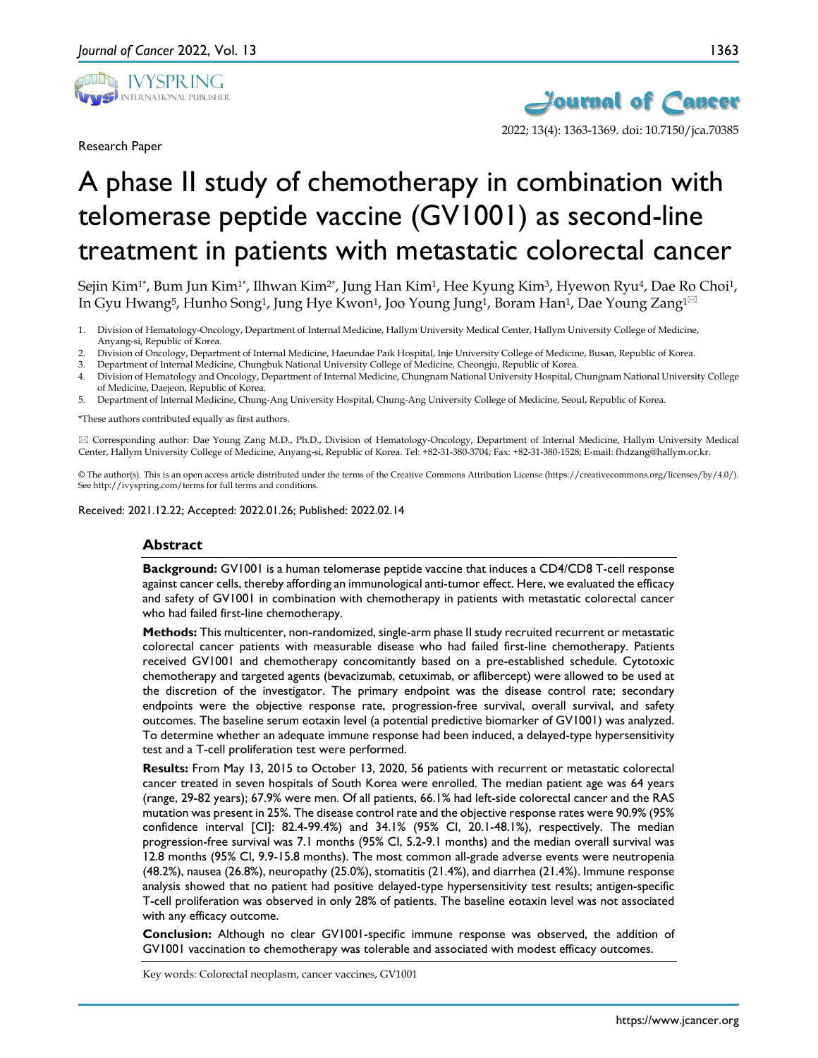Research Paper

# A phase II study of chemotherapy in combination with telomerase peptide vaccine (GV1001) as second-line treatment in patients with metastatic colorectal cancer

Sejin Kim[1*], Bum Jun Kim[1*], Ilhwan Kim[2*], Jung Han Kim[1], Hee Kyung Kim[3], Hyewon Ryu[4], Dae Ro Choi[1], In Gyu Hwang[5], Hunho Song[1], Jung Hye Kwon[1], Joo Young Jung[1], Boram Han[1], Dae Young Zang[1]✉

1. Division of Hematology-Oncology, Department of Internal Medicine, Hallym University Medical Center, Hallym University College of Medicine, Anyang-si, Republic of Korea.
2. Division of Oncology, Department of Internal Medicine, Haeundae Paik Hospital, Inje University College of Medicine, Busan, Republic of Korea.
3. Department of Internal Medicine, Chungbuk National University College of Medicine, Cheongju, Republic of Korea.
4. Division of Hematology and Oncology, Department of Internal Medicine, Chungnam National University Hospital, Chungnam National University College of Medicine, Daejeon, Republic of Korea.
5. Department of Internal Medicine, Chung-Ang University Hospital, Chung-Ang University College of Medicine, Seoul, Republic of Korea.

*These authors contributed equally as first authors.

✉ Corresponding author: Dae Young Zang M.D., Ph.D., Division of Hematology-Oncology, Department of Internal Medicine, Hallym University Medical Center, Hallym University College of Medicine, Anyang-si, Republic of Korea. Tel: +82-31-380-3704; Fax: +82-31-380-1528; E-mail: fhdzang@hallym.or.kr.

© The author(s). This is an open access article distributed under the terms of the Creative Commons Attribution License (https://creativecommons.org/licenses/by/4.0/). See http://ivyspring.com/terms for full terms and conditions.

Received: 2021.12.22; Accepted: 2022.01.26; Published: 2022.02.14

## Abstract

**Background:** GV1001 is a human telomerase peptide vaccine that induces a CD4/CD8 T-cell response against cancer cells, thereby affording an immunological anti-tumor effect. Here, we evaluated the efficacy and safety of GV1001 in combination with chemotherapy in patients with metastatic colorectal cancer who had failed first-line chemotherapy.

**Methods:** This multicenter, non-randomized, single-arm phase II study recruited recurrent or metastatic colorectal cancer patients with measurable disease who had failed first-line chemotherapy. Patients received GV1001 and chemotherapy concomitantly based on a pre-established schedule. Cytotoxic chemotherapy and targeted agents (bevacizumab, cetuximab, or aflibercept) were allowed to be used at the discretion of the investigator. The primary endpoint was the disease control rate; secondary endpoints were the objective response rate, progression-free survival, overall survival, and safety outcomes. The baseline serum eotaxin level (a potential predictive biomarker of GV1001) was analyzed. To determine whether an adequate immune response had been induced, a delayed-type hypersensitivity test and a T-cell proliferation test were performed.

**Results:** From May 13, 2015 to October 13, 2020, 56 patients with recurrent or metastatic colorectal cancer treated in seven hospitals of South Korea were enrolled. The median patient age was 64 years (range, 29-82 years); 67.9% were men. Of all patients, 66.1% had left-side colorectal cancer and the RAS mutation was present in 25%. The disease control rate and the objective response rates were 90.9% (95% confidence interval [CI]: 82.4-99.4%) and 34.1% (95% CI, 20.1-48.1%), respectively. The median progression-free survival was 7.1 months (95% CI, 5.2-9.1 months) and the median overall survival was 12.8 months (95% CI, 9.9-15.8 months). The most common all-grade adverse events were neutropenia (48.2%), nausea (26.8%), neuropathy (25.0%), stomatitis (21.4%), and diarrhea (21.4%). Immune response analysis showed that no patient had positive delayed-type hypersensitivity test results; antigen-specific T-cell proliferation was observed in only 28% of patients. The baseline eotaxin level was not associated with any efficacy outcome.

**Conclusion:** Although no clear GV1001-specific immune response was observed, the addition of GV1001 vaccination to chemotherapy was tolerable and associated with modest efficacy outcomes.

Key words: Colorectal neoplasm, cancer vaccines, GV1001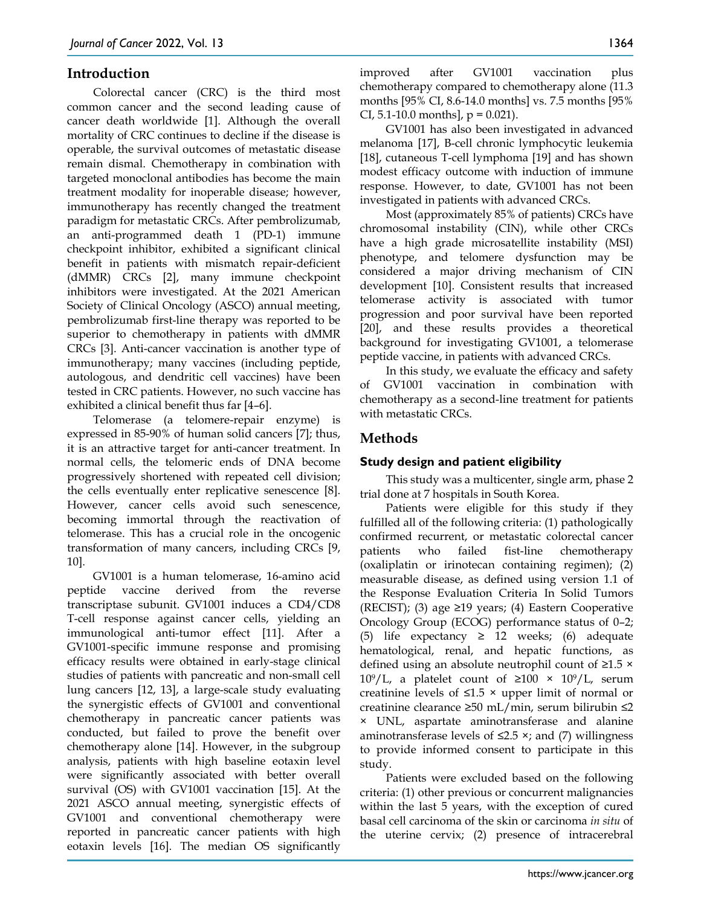## Introduction

Colorectal cancer (CRC) is the third most common cancer and the second leading cause of cancer death worldwide [1]. Although the overall mortality of CRC continues to decline if the disease is operable, the survival outcomes of metastatic disease remain dismal. Chemotherapy in combination with targeted monoclonal antibodies has become the main treatment modality for inoperable disease; however, immunotherapy has recently changed the treatment paradigm for metastatic CRCs. After pembrolizumab, an anti-programmed death 1 (PD-1) immune checkpoint inhibitor, exhibited a significant clinical benefit in patients with mismatch repair-deficient (dMMR) CRCs [2], many immune checkpoint inhibitors were investigated. At the 2021 American Society of Clinical Oncology (ASCO) annual meeting, pembrolizumab first-line therapy was reported to be superior to chemotherapy in patients with dMMR CRCs [3]. Anti-cancer vaccination is another type of immunotherapy; many vaccines (including peptide, autologous, and dendritic cell vaccines) have been tested in CRC patients. However, no such vaccine has exhibited a clinical benefit thus far [4–6].

Telomerase (a telomere-repair enzyme) is expressed in 85-90% of human solid cancers [7]; thus, it is an attractive target for anti-cancer treatment. In normal cells, the telomeric ends of DNA become progressively shortened with repeated cell division; the cells eventually enter replicative senescence [8]. However, cancer cells avoid such senescence, becoming immortal through the reactivation of telomerase. This has a crucial role in the oncogenic transformation of many cancers, including CRCs [9, 10].

GV1001 is a human telomerase, 16-amino acid peptide vaccine derived from the reverse transcriptase subunit. GV1001 induces a CD4/CD8 T-cell response against cancer cells, yielding an immunological anti-tumor effect [11]. After a GV1001-specific immune response and promising efficacy results were obtained in early-stage clinical studies of patients with pancreatic and non-small cell lung cancers [12, 13], a large-scale study evaluating the synergistic effects of GV1001 and conventional chemotherapy in pancreatic cancer patients was conducted, but failed to prove the benefit over chemotherapy alone [14]. However, in the subgroup analysis, patients with high baseline eotaxin level were significantly associated with better overall survival (OS) with GV1001 vaccination [15]. At the 2021 ASCO annual meeting, synergistic effects of GV1001 and conventional chemotherapy were reported in pancreatic cancer patients with high eotaxin levels [16]. The median OS significantly improved after GV1001 vaccination plus chemotherapy compared to chemotherapy alone (11.3 months [95% CI, 8.6-14.0 months] vs. 7.5 months [95% CI, 5.1-10.0 months], $p = 0.021$).

GV1001 has also been investigated in advanced melanoma [17], B-cell chronic lymphocytic leukemia [18], cutaneous T-cell lymphoma [19] and has shown modest efficacy outcome with induction of immune response. However, to date, GV1001 has not been investigated in patients with advanced CRCs.

Most (approximately 85% of patients) CRCs have chromosomal instability (CIN), while other CRCs have a high grade microsatellite instability (MSI) phenotype, and telomere dysfunction may be considered a major driving mechanism of CIN development [10]. Consistent results that increased telomerase activity is associated with tumor progression and poor survival have been reported [20], and these results provides a theoretical background for investigating GV1001, a telomerase peptide vaccine, in patients with advanced CRCs.

In this study, we evaluate the efficacy and safety of GV1001 vaccination in combination with chemotherapy as a second-line treatment for patients with metastatic CRCs.

## Methods

### Study design and patient eligibility

This study was a multicenter, single arm, phase 2 trial done at 7 hospitals in South Korea.

Patients were eligible for this study if they fulfilled all of the following criteria: (1) pathologically confirmed recurrent, or metastatic colorectal cancer patients who failed fist-line chemotherapy (oxaliplatin or irinotecan containing regimen); (2) measurable disease, as defined using version 1.1 of the Response Evaluation Criteria In Solid Tumors (RECIST); (3) age ≥19 years; (4) Eastern Cooperative Oncology Group (ECOG) performance status of 0–2; (5) life expectancy ≥ 12 weeks; (6) adequate hematological, renal, and hepatic functions, as defined using an absolute neutrophil count of $\geq 1.5 \times 10^9$/L, a platelet count of $\geq 100 \times 10^9$/L, serum creatinine levels of ≤1.5 × upper limit of normal or creatinine clearance ≥50 mL/min, serum bilirubin ≤2 × UNL, aspartate aminotransferase and alanine aminotransferase levels of ≤2.5 ×; and (7) willingness to provide informed consent to participate in this study.

Patients were excluded based on the following criteria: (1) other previous or concurrent malignancies within the last 5 years, with the exception of cured basal cell carcinoma of the skin or carcinoma *in situ* of the uterine cervix; (2) presence of intracerebral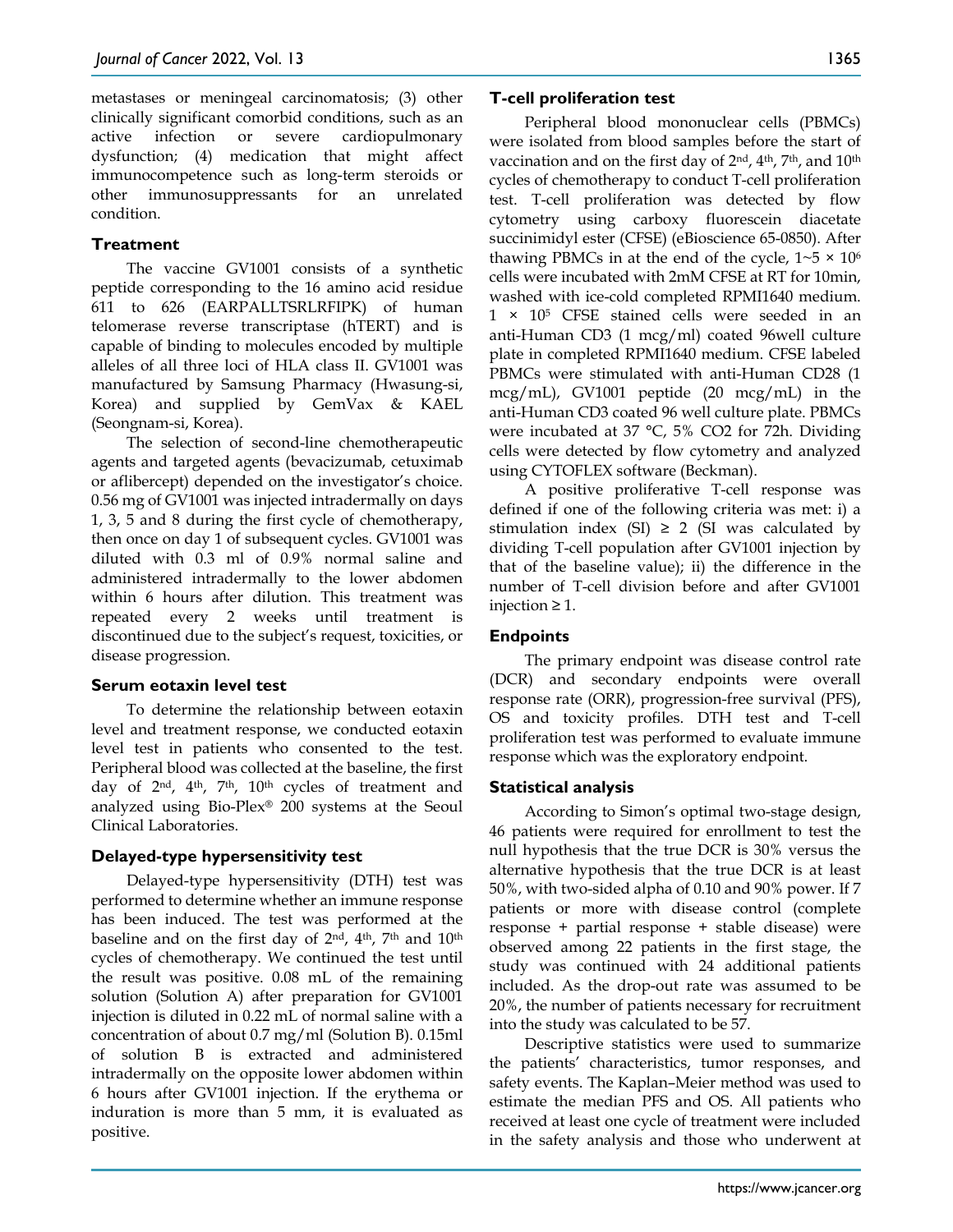metastases or meningeal carcinomatosis; (3) other clinically significant comorbid conditions, such as an active infection or severe cardiopulmonary dysfunction; (4) medication that might affect immunocompetence such as long-term steroids or other immunosuppressants for an unrelated condition.

### Treatment

The vaccine GV1001 consists of a synthetic peptide corresponding to the 16 amino acid residue 611 to 626 (EARPALLTSRLRFIPK) of human telomerase reverse transcriptase (hTERT) and is capable of binding to molecules encoded by multiple alleles of all three loci of HLA class II. GV1001 was manufactured by Samsung Pharmacy (Hwasung-si, Korea) and supplied by GemVax & KAEL (Seongnam-si, Korea).

The selection of second-line chemotherapeutic agents and targeted agents (bevacizumab, cetuximab or aflibercept) depended on the investigator's choice. 0.56 mg of GV1001 was injected intradermally on days 1, 3, 5 and 8 during the first cycle of chemotherapy, then once on day 1 of subsequent cycles. GV1001 was diluted with 0.3 ml of 0.9% normal saline and administered intradermally to the lower abdomen within 6 hours after dilution. This treatment was repeated every 2 weeks until treatment is discontinued due to the subject's request, toxicities, or disease progression.

### Serum eotaxin level test

To determine the relationship between eotaxin level and treatment response, we conducted eotaxin level test in patients who consented to the test. Peripheral blood was collected at the baseline, the first day of 2nd, 4th, 7th, 10th cycles of treatment and analyzed using Bio-Plex® 200 systems at the Seoul Clinical Laboratories.

### Delayed-type hypersensitivity test

Delayed-type hypersensitivity (DTH) test was performed to determine whether an immune response has been induced. The test was performed at the baseline and on the first day of 2nd, 4th, 7th and 10th cycles of chemotherapy. We continued the test until the result was positive. 0.08 mL of the remaining solution (Solution A) after preparation for GV1001 injection is diluted in 0.22 mL of normal saline with a concentration of about 0.7 mg/ml (Solution B). 0.15ml of solution B is extracted and administered intradermally on the opposite lower abdomen within 6 hours after GV1001 injection. If the erythema or induration is more than 5 mm, it is evaluated as positive.

### T-cell proliferation test

Peripheral blood mononuclear cells (PBMCs) were isolated from blood samples before the start of vaccination and on the first day of 2nd, 4th, 7th, and 10th cycles of chemotherapy to conduct T-cell proliferation test. T-cell proliferation was detected by flow cytometry using carboxy fluorescein diacetate succinimidyl ester (CFSE) (eBioscience 65-0850). After thawing PBMCs in at the end of the cycle, $1\sim5 \times 10^6$ cells were incubated with 2mM CFSE at RT for 10min, washed with ice-cold completed RPMI1640 medium. $1 \times 10^5$ CFSE stained cells were seeded in an anti-Human CD3 (1 mcg/ml) coated 96well culture plate in completed RPMI1640 medium. CFSE labeled PBMCs were stimulated with anti-Human CD28 (1 mcg/mL), GV1001 peptide (20 mcg/mL) in the anti-Human CD3 coated 96 well culture plate. PBMCs were incubated at 37 °C, 5% CO2 for 72h. Dividing cells were detected by flow cytometry and analyzed using CYTOFLEX software (Beckman).

A positive proliferative T-cell response was defined if one of the following criteria was met: i) a stimulation index (SI) ≥ 2 (SI was calculated by dividing T-cell population after GV1001 injection by that of the baseline value); ii) the difference in the number of T-cell division before and after GV1001 injection ≥ 1.

### Endpoints

The primary endpoint was disease control rate (DCR) and secondary endpoints were overall response rate (ORR), progression-free survival (PFS), OS and toxicity profiles. DTH test and T-cell proliferation test was performed to evaluate immune response which was the exploratory endpoint.

### Statistical analysis

According to Simon's optimal two-stage design, 46 patients were required for enrollment to test the null hypothesis that the true DCR is 30% versus the alternative hypothesis that the true DCR is at least 50%, with two-sided alpha of 0.10 and 90% power. If 7 patients or more with disease control (complete response + partial response + stable disease) were observed among 22 patients in the first stage, the study was continued with 24 additional patients included. As the drop-out rate was assumed to be 20%, the number of patients necessary for recruitment into the study was calculated to be 57.

Descriptive statistics were used to summarize the patients' characteristics, tumor responses, and safety events. The Kaplan–Meier method was used to estimate the median PFS and OS. All patients who received at least one cycle of treatment were included in the safety analysis and those who underwent at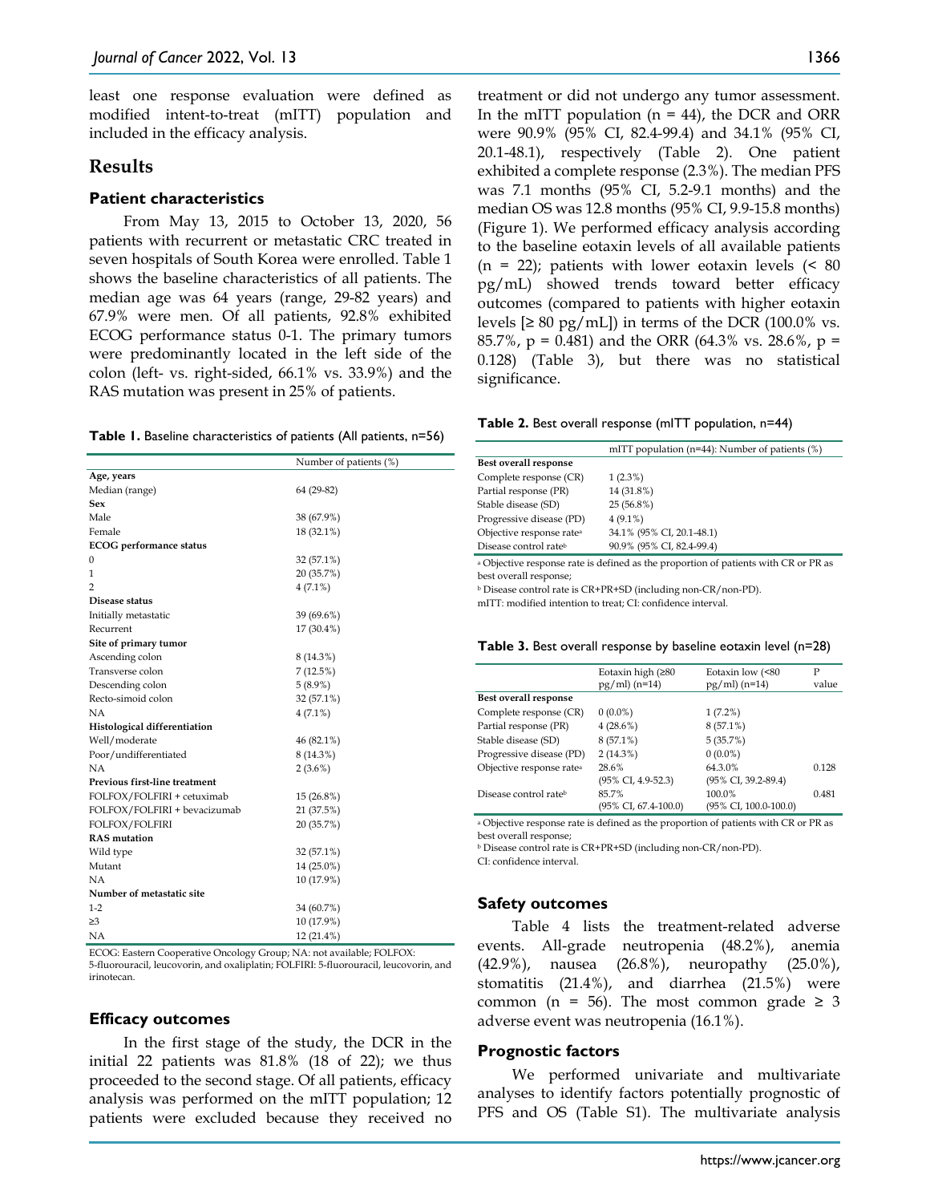least one response evaluation were defined as modified intent-to-treat (mITT) population and included in the efficacy analysis.

## Results

### Patient characteristics

From May 13, 2015 to October 13, 2020, 56 patients with recurrent or metastatic CRC treated in seven hospitals of South Korea were enrolled. Table 1 shows the baseline characteristics of all patients. The median age was 64 years (range, 29-82 years) and 67.9% were men. Of all patients, 92.8% exhibited ECOG performance status 0-1. The primary tumors were predominantly located in the left side of the colon (left- vs. right-sided, 66.1% vs. 33.9%) and the RAS mutation was present in 25% of patients.

**Table 1.** Baseline characteristics of patients (All patients, n=56)

| | Number of patients (%) |
|---|---|
| **Age, years** | |
| Median (range) | 64 (29-82) |
| **Sex** | |
| Male | 38 (67.9%) |
| Female | 18 (32.1%) |
| **ECOG performance status** | |
| 0 | 32 (57.1%) |
| 1 | 20 (35.7%) |
| 2 | 4 (7.1%) |
| **Disease status** | |
| Initially metastatic | 39 (69.6%) |
| Recurrent | 17 (30.4%) |
| **Site of primary tumor** | |
| Ascending colon | 8 (14.3%) |
| Transverse colon | 7 (12.5%) |
| Descending colon | 5 (8.9%) |
| Recto-simoid colon | 32 (57.1%) |
| NA | 4 (7.1%) |
| **Histological differentiation** | |
| Well/moderate | 46 (82.1%) |
| Poor/undifferentiated | 8 (14.3%) |
| NA | 2 (3.6%) |
| **Previous first-line treatment** | |
| FOLFOX/FOLFIRI + cetuximab | 15 (26.8%) |
| FOLFOX/FOLFIRI + bevacizumab | 21 (37.5%) |
| FOLFOX/FOLFIRI | 20 (35.7%) |
| **RAS mutation** | |
| Wild type | 32 (57.1%) |
| Mutant | 14 (25.0%) |
| NA | 10 (17.9%) |
| **Number of metastatic site** | |
| 1-2 | 34 (60.7%) |
| ≥3 | 10 (17.9%) |
| NA | 12 (21.4%) |

ECOG: Eastern Cooperative Oncology Group; NA: not available; FOLFOX: 5-fluorouracil, leucovorin, and oxaliplatin; FOLFIRI: 5-fluorouracil, leucovorin, and irinotecan.

### Efficacy outcomes

In the first stage of the study, the DCR in the initial 22 patients was 81.8% (18 of 22); we thus proceeded to the second stage. Of all patients, efficacy analysis was performed on the mITT population; 12 patients were excluded because they received no treatment or did not undergo any tumor assessment. In the mITT population (n = 44), the DCR and ORR were 90.9% (95% CI, 82.4-99.4) and 34.1% (95% CI, 20.1-48.1), respectively (Table 2). One patient exhibited a complete response (2.3%). The median PFS was 7.1 months (95% CI, 5.2-9.1 months) and the median OS was 12.8 months (95% CI, 9.9-15.8 months) (Figure 1). We performed efficacy analysis according to the baseline eotaxin levels of all available patients (n = 22); patients with lower eotaxin levels (< 80 pg/mL) showed trends toward better efficacy outcomes (compared to patients with higher eotaxin levels [≥ 80 pg/mL]) in terms of the DCR (100.0% vs. 85.7%, p = 0.481) and the ORR (64.3% vs. 28.6%, p = 0.128) (Table 3), but there was no statistical significance.

**Table 2.** Best overall response (mITT population, n=44)

| | mITT population (n=44): Number of patients (%) |
|---|---|
| **Best overall response** | |
| Complete response (CR) | 1 (2.3%) |
| Partial response (PR) | 14 (31.8%) |
| Stable disease (SD) | 25 (56.8%) |
| Progressive disease (PD) | 4 (9.1%) |
| Objective response rate[a] | 34.1% (95% CI, 20.1-48.1) |
| Disease control rate[b] | 90.9% (95% CI, 82.4-99.4) |

[a] Objective response rate is defined as the proportion of patients with CR or PR as best overall response;
[b] Disease control rate is CR+PR+SD (including non-CR/non-PD).
mITT: modified intention to treat; CI: confidence interval.

**Table 3.** Best overall response by baseline eotaxin level (n=28)

| | Eotaxin high (≥80 pg/ml) (n=14) | Eotaxin low (<80 pg/ml) (n=14) | P value |
|---|---|---|---|
| **Best overall response** | | | |
| Complete response (CR) | 0 (0.0%) | 1 (7.2%) | |
| Partial response (PR) | 4 (28.6%) | 8 (57.1%) | |
| Stable disease (SD) | 8 (57.1%) | 5 (35.7%) | |
| Progressive disease (PD) | 2 (14.3%) | 0 (0.0%) | |
| Objective response rate[a] | 28.6% (95% CI, 4.9-52.3) | 64.3.0% (95% CI, 39.2-89.4) | 0.128 |
| Disease control rate[b] | 85.7% (95% CI, 67.4-100.0) | 100.0% (95% CI, 100.0-100.0) | 0.481 |

[a] Objective response rate is defined as the proportion of patients with CR or PR as best overall response;
[b] Disease control rate is CR+PR+SD (including non-CR/non-PD).
CI: confidence interval.

### Safety outcomes

Table 4 lists the treatment-related adverse events. All-grade neutropenia (48.2%), anemia (42.9%), nausea (26.8%), neuropathy (25.0%), stomatitis (21.4%), and diarrhea (21.5%) were common (n = 56). The most common grade ≥ 3 adverse event was neutropenia (16.1%).

### Prognostic factors

We performed univariate and multivariate analyses to identify factors potentially prognostic of PFS and OS (Table S1). The multivariate analysis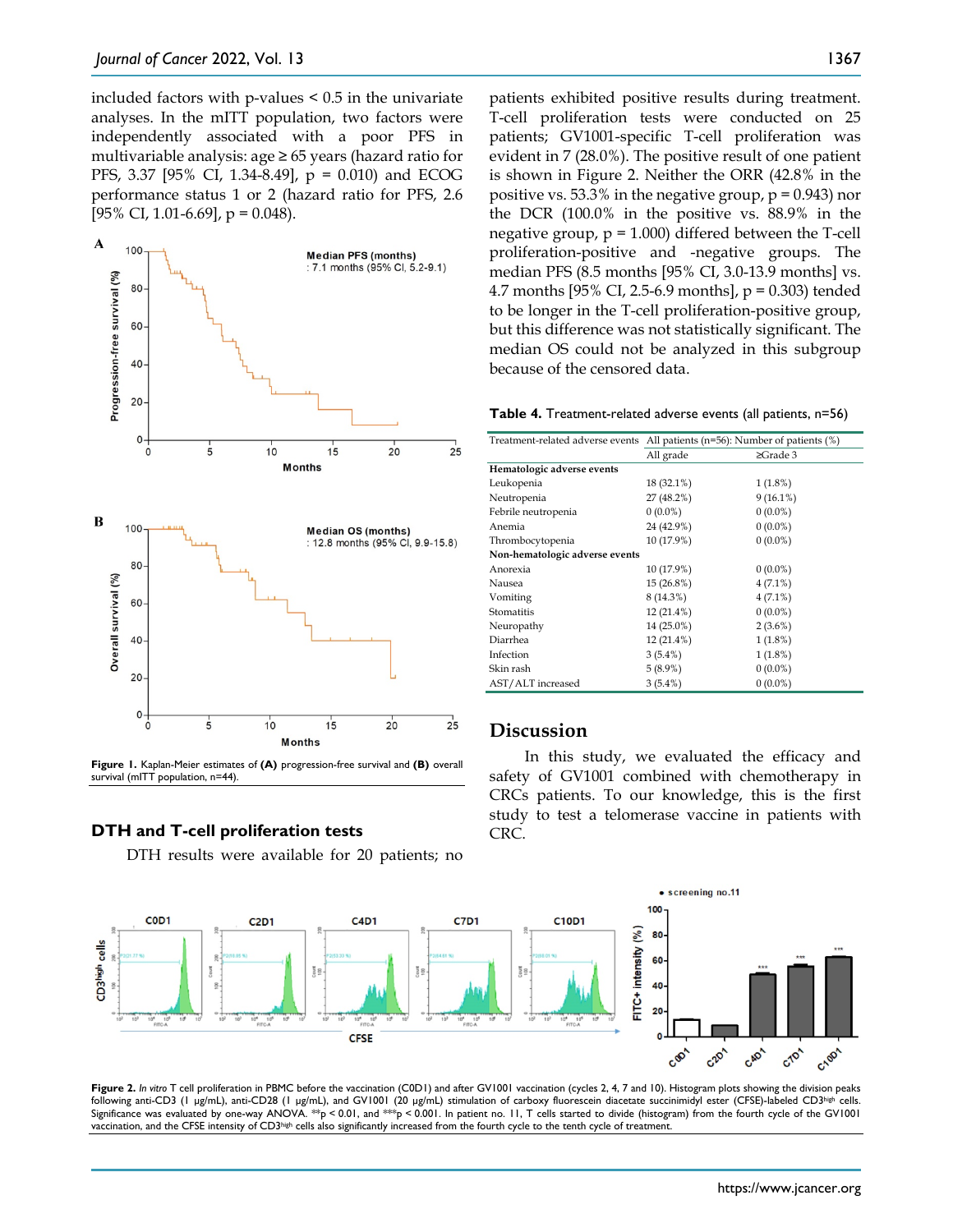included factors with p-values < 0.5 in the univariate analyses. In the mITT population, two factors were independently associated with a poor PFS in multivariable analysis: age ≥ 65 years (hazard ratio for PFS, 3.37 [95% CI, 1.34-8.49], p = 0.010) and ECOG performance status 1 or 2 (hazard ratio for PFS, 2.6 [95% CI, 1.01-6.69], p = 0.048).

**Figure 1.** Kaplan-Meier estimates of **(A)** progression-free survival and **(B)** overall survival (mITT population, n=44).

## DTH and T-cell proliferation tests

DTH results were available for 20 patients; no patients exhibited positive results during treatment. T-cell proliferation tests were conducted on 25 patients; GV1001-specific T-cell proliferation was evident in 7 (28.0%). The positive result of one patient is shown in Figure 2. Neither the ORR (42.8% in the positive vs. 53.3% in the negative group, p = 0.943) nor the DCR (100.0% in the positive vs. 88.9% in the negative group, p = 1.000) differed between the T-cell proliferation-positive and -negative groups. The median PFS (8.5 months [95% CI, 3.0-13.9 months] vs. 4.7 months [95% CI, 2.5-6.9 months], p = 0.303) tended to be longer in the T-cell proliferation-positive group, but this difference was not statistically significant. The median OS could not be analyzed in this subgroup because of the censored data.

**Table 4.** Treatment-related adverse events (all patients, n=56)

| Treatment-related adverse events | All patients (n=56): Number of patients (%) | |
|---|---|---|
| | All grade | ≥Grade 3 |
| **Hematologic adverse events** | | |
| Leukopenia | 18 (32.1%) | 1 (1.8%) |
| Neutropenia | 27 (48.2%) | 9 (16.1%) |
| Febrile neutropenia | 0 (0.0%) | 0 (0.0%) |
| Anemia | 24 (42.9%) | 0 (0.0%) |
| Thrombocytopenia | 10 (17.9%) | 0 (0.0%) |
| **Non-hematologic adverse events** | | |
| Anorexia | 10 (17.9%) | 0 (0.0%) |
| Nausea | 15 (26.8%) | 4 (7.1%) |
| Vomiting | 8 (14.3%) | 4 (7.1%) |
| Stomatitis | 12 (21.4%) | 0 (0.0%) |
| Neuropathy | 14 (25.0%) | 2 (3.6%) |
| Diarrhea | 12 (21.4%) | 1 (1.8%) |
| Infection | 3 (5.4%) | 1 (1.8%) |
| Skin rash | 5 (8.9%) | 0 (0.0%) |
| AST/ALT increased | 3 (5.4%) | 0 (0.0%) |

# Discussion

In this study, we evaluated the efficacy and safety of GV1001 combined with chemotherapy in CRCs patients. To our knowledge, this is the first study to test a telomerase vaccine in patients with CRC.

**Figure 2.** *In vitro* T cell proliferation in PBMC before the vaccination (C0D1) and after GV1001 vaccination (cycles 2, 4, 7 and 10). Histogram plots showing the division peaks following anti-CD3 (1 μg/mL), anti-CD28 (1 μg/mL), and GV1001 (20 μg/mL) stimulation of carboxy fluorescein diacetate succinimidyl ester (CFSE)-labeled CD3$^{high}$ cells. Significance was evaluated by one-way ANOVA. $^{**}p < 0.01$, and $^{***}p < 0.001$. In patient no. 11, T cells started to divide (histogram) from the fourth cycle of the GV1001 vaccination, and the CFSE intensity of CD3$^{high}$ cells also significantly increased from the fourth cycle to the tenth cycle of treatment.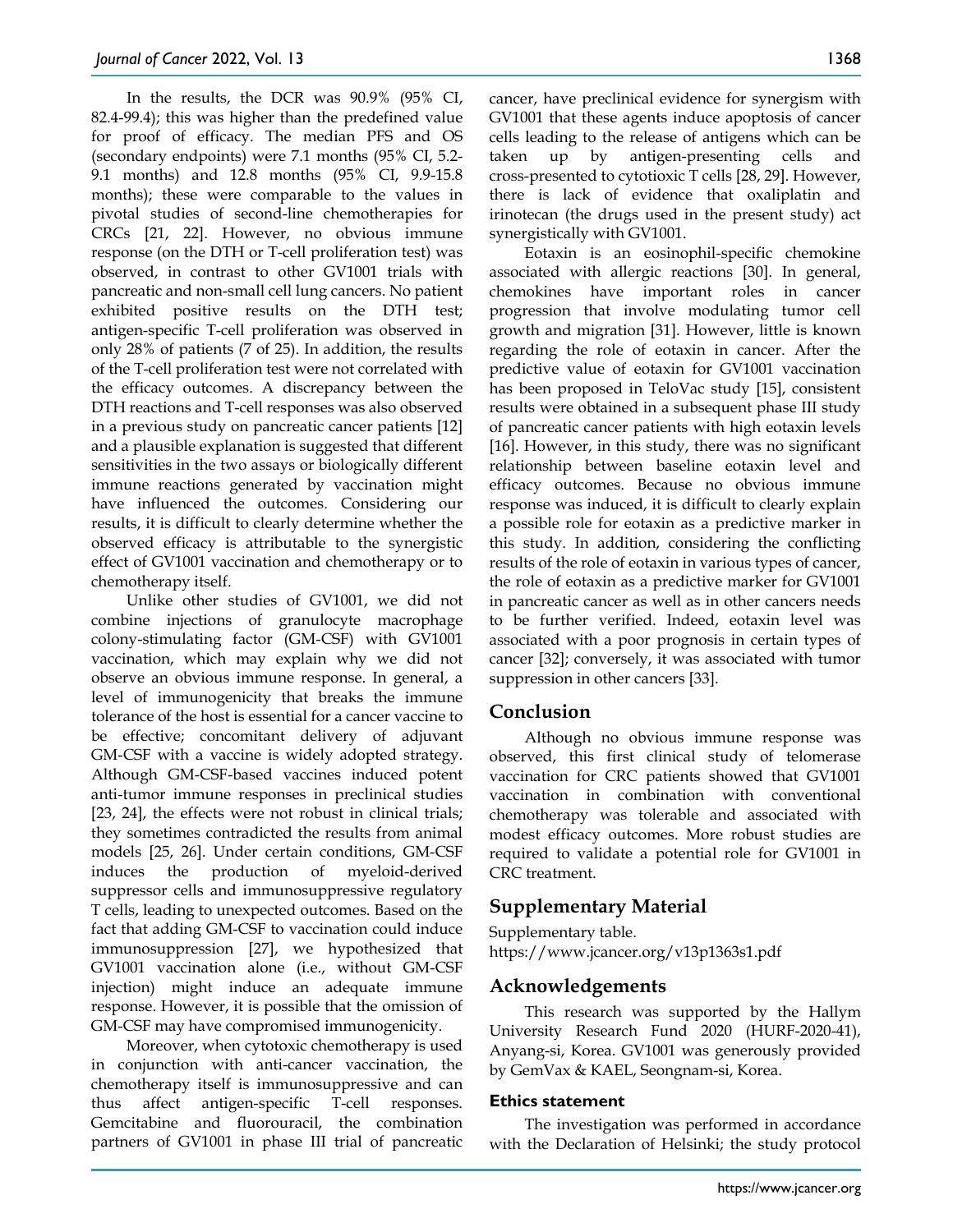In the results, the DCR was 90.9% (95% CI, 82.4-99.4); this was higher than the predefined value for proof of efficacy. The median PFS and OS (secondary endpoints) were 7.1 months (95% CI, 5.2-9.1 months) and 12.8 months (95% CI, 9.9-15.8 months); these were comparable to the values in pivotal studies of second-line chemotherapies for CRCs [21, 22]. However, no obvious immune response (on the DTH or T-cell proliferation test) was observed, in contrast to other GV1001 trials with pancreatic and non-small cell lung cancers. No patient exhibited positive results on the DTH test; antigen-specific T-cell proliferation was observed in only 28% of patients (7 of 25). In addition, the results of the T-cell proliferation test were not correlated with the efficacy outcomes. A discrepancy between the DTH reactions and T-cell responses was also observed in a previous study on pancreatic cancer patients [12] and a plausible explanation is suggested that different sensitivities in the two assays or biologically different immune reactions generated by vaccination might have influenced the outcomes. Considering our results, it is difficult to clearly determine whether the observed efficacy is attributable to the synergistic effect of GV1001 vaccination and chemotherapy or to chemotherapy itself.

Unlike other studies of GV1001, we did not combine injections of granulocyte macrophage colony-stimulating factor (GM-CSF) with GV1001 vaccination, which may explain why we did not observe an obvious immune response. In general, a level of immunogenicity that breaks the immune tolerance of the host is essential for a cancer vaccine to be effective; concomitant delivery of adjuvant GM-CSF with a vaccine is widely adopted strategy. Although GM-CSF-based vaccines induced potent anti-tumor immune responses in preclinical studies [23, 24], the effects were not robust in clinical trials; they sometimes contradicted the results from animal models [25, 26]. Under certain conditions, GM-CSF induces the production of myeloid-derived suppressor cells and immunosuppressive regulatory T cells, leading to unexpected outcomes. Based on the fact that adding GM-CSF to vaccination could induce immunosuppression [27], we hypothesized that GV1001 vaccination alone (i.e., without GM-CSF injection) might induce an adequate immune response. However, it is possible that the omission of GM-CSF may have compromised immunogenicity.

Moreover, when cytotoxic chemotherapy is used in conjunction with anti-cancer vaccination, the chemotherapy itself is immunosuppressive and can thus affect antigen-specific T-cell responses. Gemcitabine and fluorouracil, the combination partners of GV1001 in phase III trial of pancreatic cancer, have preclinical evidence for synergism with GV1001 that these agents induce apoptosis of cancer cells leading to the release of antigens which can be taken up by antigen-presenting cells and cross-presented to cytotioxic T cells [28, 29]. However, there is lack of evidence that oxaliplatin and irinotecan (the drugs used in the present study) act synergistically with GV1001.

Eotaxin is an eosinophil-specific chemokine associated with allergic reactions [30]. In general, chemokines have important roles in cancer progression that involve modulating tumor cell growth and migration [31]. However, little is known regarding the role of eotaxin in cancer. After the predictive value of eotaxin for GV1001 vaccination has been proposed in TeloVac study [15], consistent results were obtained in a subsequent phase III study of pancreatic cancer patients with high eotaxin levels [16]. However, in this study, there was no significant relationship between baseline eotaxin level and efficacy outcomes. Because no obvious immune response was induced, it is difficult to clearly explain a possible role for eotaxin as a predictive marker in this study. In addition, considering the conflicting results of the role of eotaxin in various types of cancer, the role of eotaxin as a predictive marker for GV1001 in pancreatic cancer as well as in other cancers needs to be further verified. Indeed, eotaxin level was associated with a poor prognosis in certain types of cancer [32]; conversely, it was associated with tumor suppression in other cancers [33].

## Conclusion

Although no obvious immune response was observed, this first clinical study of telomerase vaccination for CRC patients showed that GV1001 vaccination in combination with conventional chemotherapy was tolerable and associated with modest efficacy outcomes. More robust studies are required to validate a potential role for GV1001 in CRC treatment.

## Supplementary Material

Supplementary table.
https://www.jcancer.org/v13p1363s1.pdf

## Acknowledgements

This research was supported by the Hallym University Research Fund 2020 (HURF-2020-41), Anyang-si, Korea. GV1001 was generously provided by GemVax & KAEL, Seongnam-si, Korea.

### Ethics statement

The investigation was performed in accordance with the Declaration of Helsinki; the study protocol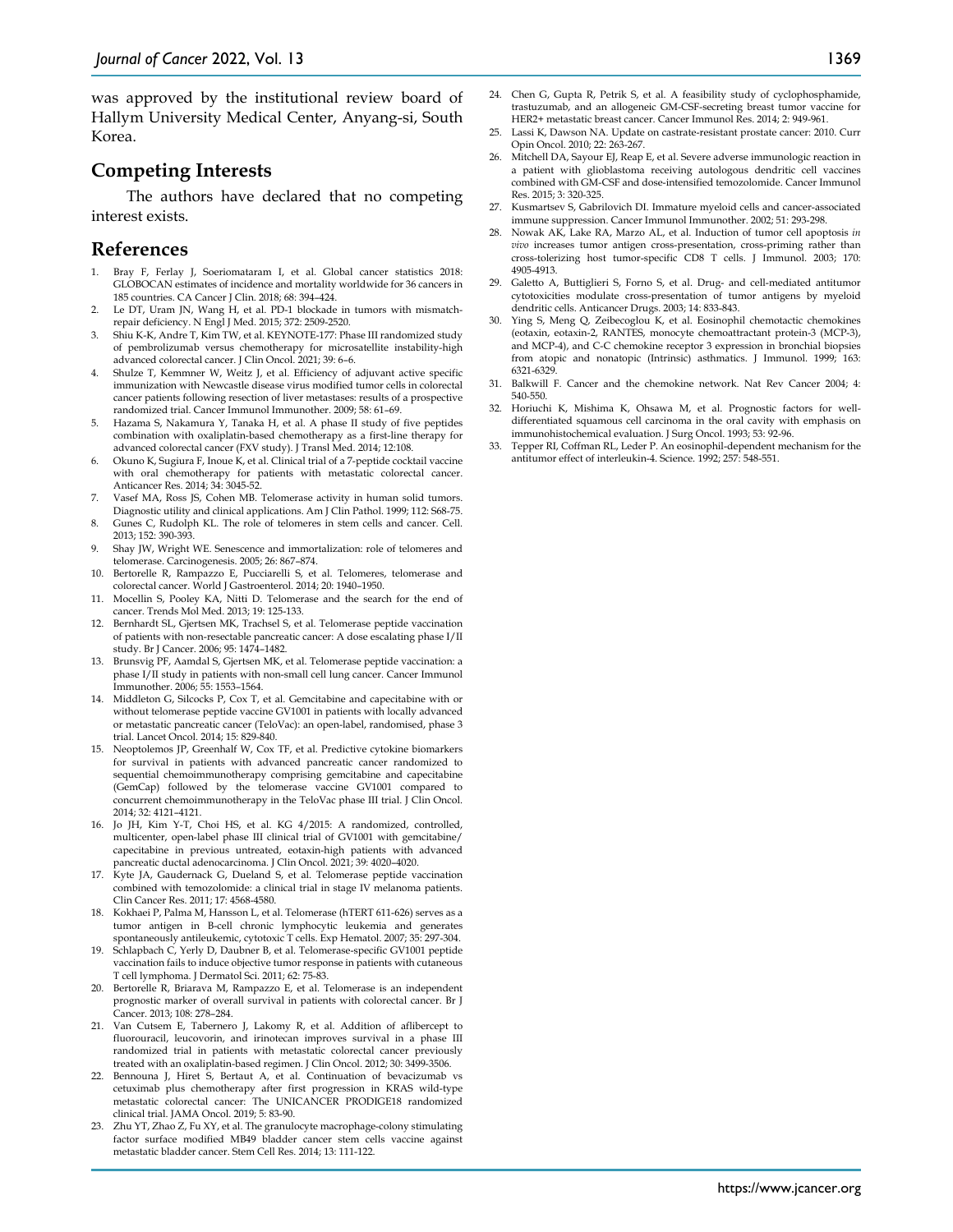was approved by the institutional review board of Hallym University Medical Center, Anyang-si, South Korea.

## Competing Interests

The authors have declared that no competing interest exists.

## References

1. Bray F, Ferlay J, Soeriomataram I, et al. Global cancer statistics 2018: GLOBOCAN estimates of incidence and mortality worldwide for 36 cancers in 185 countries. CA Cancer J Clin. 2018; 68: 394–424.
2. Le DT, Uram JN, Wang H, et al. PD-1 blockade in tumors with mismatch-repair deficiency. N Engl J Med. 2015; 372: 2509-2520.
3. Shiu K-K, Andre T, Kim TW, et al. KEYNOTE-177: Phase III randomized study of pembrolizumab versus chemotherapy for microsatellite instability-high advanced colorectal cancer. J Clin Oncol. 2021; 39: 6–6.
4. Shulze T, Kemmner W, Weitz J, et al. Efficiency of adjuvant active specific immunization with Newcastle disease virus modified tumor cells in colorectal cancer patients following resection of liver metastases: results of a prospective randomized trial. Cancer Immunol Immunother. 2009; 58: 61–69.
5. Hazama S, Nakamura Y, Tanaka H, et al. A phase II study of five peptides combination with oxaliplatin-based chemotherapy as a first-line therapy for advanced colorectal cancer (FXV study). J Transl Med. 2014; 12:108.
6. Okuno K, Sugiura F, Inoue K, et al. Clinical trial of a 7-peptide cocktail vaccine with oral chemotherapy for patients with metastatic colorectal cancer. Anticancer Res. 2014; 34: 3045-52.
7. Vasef MA, Ross JS, Cohen MB. Telomerase activity in human solid tumors. Diagnostic utility and clinical applications. Am J Clin Pathol. 1999; 112: S68-75.
8. Gunes C, Rudolph KL. The role of telomeres in stem cells and cancer. Cell. 2013; 152: 390-393.
9. Shay JW, Wright WE. Senescence and immortalization: role of telomeres and telomerase. Carcinogenesis. 2005; 26: 867–874.
10. Bertorelle R, Rampazzo E, Pucciarelli S, et al. Telomeres, telomerase and colorectal cancer. World J Gastroenterol. 2014; 20: 1940–1950.
11. Mocellin S, Pooley KA, Nitti D. Telomerase and the search for the end of cancer. Trends Mol Med. 2013; 19: 125-133.
12. Bernhardt SL, Gjertsen MK, Trachsel S, et al. Telomerase peptide vaccination of patients with non-resectable pancreatic cancer: A dose escalating phase I/II study. Br J Cancer. 2006; 95: 1474–1482.
13. Brunsvig PF, Aamdal S, Gjertsen MK, et al. Telomerase peptide vaccination: a phase I/II study in patients with non-small cell lung cancer. Cancer Immunol Immunother. 2006; 55: 1553–1564.
14. Middleton G, Silcocks P, Cox T, et al. Gemcitabine and capecitabine with or without telomerase peptide vaccine GV1001 in patients with locally advanced or metastatic pancreatic cancer (TeloVac): an open-label, randomised, phase 3 trial. Lancet Oncol. 2014; 15: 829-840.
15. Neoptolemos JP, Greenhalf W, Cox TF, et al. Predictive cytokine biomarkers for survival in patients with advanced pancreatic cancer randomized to sequential chemoimmunotherapy comprising gemcitabine and capecitabine (GemCap) followed by the telomerase vaccine GV1001 compared to concurrent chemoimmunotherapy in the TeloVac phase III trial. J Clin Oncol. 2014; 32: 4121–4121.
16. Jo JH, Kim Y-T, Choi HS, et al. KG 4/2015: A randomized, controlled, multicenter, open-label phase III clinical trial of GV1001 with gemcitabine/capecitabine in previous untreated, eotaxin-high patients with advanced pancreatic ductal adenocarcinoma. J Clin Oncol. 2021; 39: 4020–4020.
17. Kyte JA, Gaudernack G, Dueland S, et al. Telomerase peptide vaccination combined with temozolomide: a clinical trial in stage IV melanoma patients. Clin Cancer Res. 2011; 17: 4568-4580.
18. Kokhaei P, Palma M, Hansson L, et al. Telomerase (hTERT 611-626) serves as a tumor antigen in B-cell chronic lymphocytic leukemia and generates spontaneously antileukemic, cytotoxic T cells. Exp Hematol. 2007; 35: 297-304.
19. Schlapbach C, Yerly D, Daubner B, et al. Telomerase-specific GV1001 peptide vaccination fails to induce objective tumor response in patients with cutaneous T cell lymphoma. J Dermatol Sci. 2011; 62: 75-83.
20. Bertorelle R, Briarava M, Rampazzo E, et al. Telomerase is an independent prognostic marker of overall survival in patients with colorectal cancer. Br J Cancer. 2013; 108: 278–284.
21. Van Cutsem E, Tabernero J, Lakomy R, et al. Addition of aflibercept to fluorouracil, leucovorin, and irinotecan improves survival in a phase III randomized trial in patients with metastatic colorectal cancer previously treated with an oxaliplatin-based regimen. J Clin Oncol. 2012; 30: 3499-3506.
22. Bennouna J, Hiret S, Bertaut A, et al. Continuation of bevacizumab vs cetuximab plus chemotherapy after first progression in KRAS wild-type metastatic colorectal cancer: The UNICANCER PRODIGE18 randomized clinical trial. JAMA Oncol. 2019; 5: 83-90.
23. Zhu YT, Zhao Z, Fu XY, et al. The granulocyte macrophage-colony stimulating factor surface modified MB49 bladder cancer stem cells vaccine against metastatic bladder cancer. Stem Cell Res. 2014; 13: 111-122.
24. Chen G, Gupta R, Petrik S, et al. A feasibility study of cyclophosphamide, trastuzumab, and an allogeneic GM-CSF-secreting breast tumor vaccine for HER2+ metastatic breast cancer. Cancer Immunol Res. 2014; 2: 949-961.
25. Lassi K, Dawson NA. Update on castrate-resistant prostate cancer: 2010. Curr Opin Oncol. 2010; 22: 263-267.
26. Mitchell DA, Sayour EJ, Reap E, et al. Severe adverse immunologic reaction in a patient with glioblastoma receiving autologous dendritic cell vaccines combined with GM-CSF and dose-intensified temozolomide. Cancer Immunol Res. 2015; 3: 320-325.
27. Kusmartsev S, Gabrilovich DI. Immature myeloid cells and cancer-associated immune suppression. Cancer Immunol Immunother. 2002; 51: 293-298.
28. Nowak AK, Lake RA, Marzo AL, et al. Induction of tumor cell apoptosis *in vivo* increases tumor antigen cross-presentation, cross-priming rather than cross-tolerizing host tumor-specific CD8 T cells. J Immunol. 2003; 170: 4905-4913.
29. Galetto A, Buttiglieri S, Forno S, et al. Drug- and cell-mediated antitumor cytotoxicities modulate cross-presentation of tumor antigens by myeloid dendritic cells. Anticancer Drugs. 2003; 14: 833-843.
30. Ying S, Meng Q, Zeibecoglou K, et al. Eosinophil chemotactic chemokines (eotaxin, eotaxin-2, RANTES, monocyte chemoattractant protein-3 (MCP-3), and MCP-4), and C-C chemokine receptor 3 expression in bronchial biopsies from atopic and nonatopic (Intrinsic) asthmatics. J Immunol. 1999; 163: 6321-6329.
31. Balkwill F. Cancer and the chemokine network. Nat Rev Cancer 2004; 4: 540-550.
32. Horiuchi K, Mishima K, Ohsawa M, et al. Prognostic factors for well-differentiated squamous cell carcinoma in the oral cavity with emphasis on immunohistochemical evaluation. J Surg Oncol. 1993; 53: 92-96.
33. Tepper RI, Coffman RL, Leder P. An eosinophil-dependent mechanism for the antitumor effect of interleukin-4. Science. 1992; 257: 548-551.